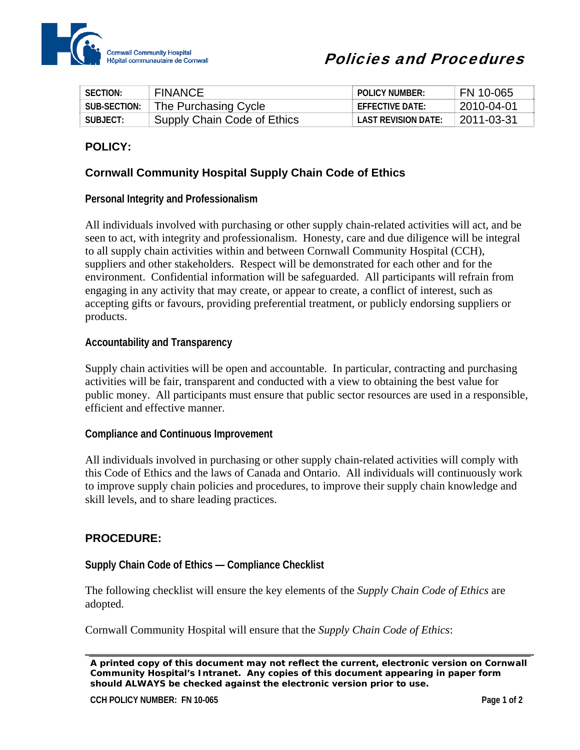Cornwall Community Hospital
Hôpital communautaire de Cornwall

# Policies and Procedures

| SECTION: | FINANCE | POLICY NUMBER: | FN 10-065 |
|---|---|---|---|
| SUB-SECTION: | The Purchasing Cycle | EFFECTIVE DATE: | 2010-04-01 |
| SUBJECT: | Supply Chain Code of Ethics | LAST REVISION DATE: | 2011-03-31 |

## POLICY:

### Cornwall Community Hospital Supply Chain Code of Ethics

#### Personal Integrity and Professionalism

All individuals involved with purchasing or other supply chain-related activities will act, and be seen to act, with integrity and professionalism. Honesty, care and due diligence will be integral to all supply chain activities within and between Cornwall Community Hospital (CCH), suppliers and other stakeholders. Respect will be demonstrated for each other and for the environment. Confidential information will be safeguarded. All participants will refrain from engaging in any activity that may create, or appear to create, a conflict of interest, such as accepting gifts or favours, providing preferential treatment, or publicly endorsing suppliers or products.

#### Accountability and Transparency

Supply chain activities will be open and accountable. In particular, contracting and purchasing activities will be fair, transparent and conducted with a view to obtaining the best value for public money. All participants must ensure that public sector resources are used in a responsible, efficient and effective manner.

#### Compliance and Continuous Improvement

All individuals involved in purchasing or other supply chain-related activities will comply with this Code of Ethics and the laws of Canada and Ontario. All individuals will continuously work to improve supply chain policies and procedures, to improve their supply chain knowledge and skill levels, and to share leading practices.

## PROCEDURE:

#### Supply Chain Code of Ethics — Compliance Checklist

The following checklist will ensure the key elements of the *Supply Chain Code of Ethics* are adopted.

Cornwall Community Hospital will ensure that the *Supply Chain Code of Ethics*:

**A printed copy of this document may not reflect the current, electronic version on Cornwall Community Hospital's Intranet. Any copies of this document appearing in paper form should ALWAYS be checked against the electronic version prior to use.**

CCH POLICY NUMBER: FN 10-065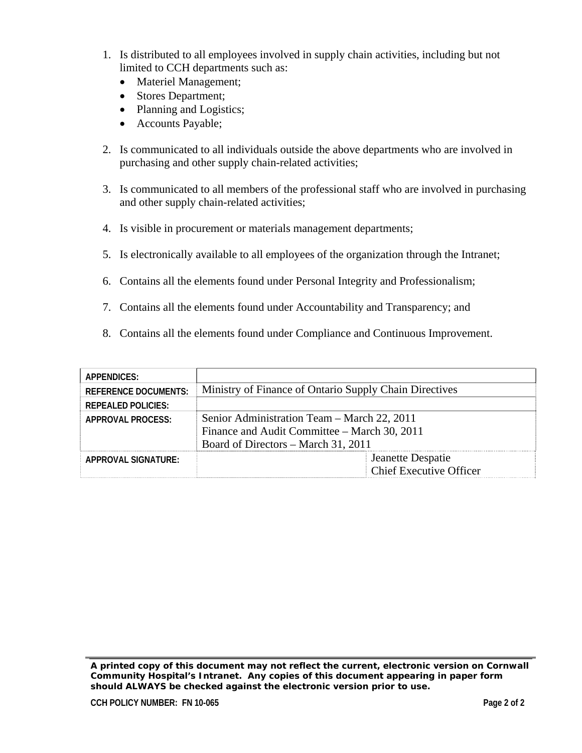1. Is distributed to all employees involved in supply chain activities, including but not limited to CCH departments such as:
   - Materiel Management;
   - Stores Department;
   - Planning and Logistics;
   - Accounts Payable;

2. Is communicated to all individuals outside the above departments who are involved in purchasing and other supply chain-related activities;

3. Is communicated to all members of the professional staff who are involved in purchasing and other supply chain-related activities;

4. Is visible in procurement or materials management departments;

5. Is electronically available to all employees of the organization through the Intranet;

6. Contains all the elements found under Personal Integrity and Professionalism;

7. Contains all the elements found under Accountability and Transparency; and

8. Contains all the elements found under Compliance and Continuous Improvement.

| | | |
|---|---|---|
| **APPENDICES:** | | |
| **REFERENCE DOCUMENTS:** | Ministry of Finance of Ontario Supply Chain Directives | |
| **REPEALED POLICIES:** | | |
| **APPROVAL PROCESS:** | Senior Administration Team – March 22, 2011<br>Finance and Audit Committee – March 30, 2011<br>Board of Directors – March 31, 2011 | |
| **APPROVAL SIGNATURE:** | | Jeanette Despatie<br>Chief Executive Officer |

***A printed copy of this document may not reflect the current, electronic version on Cornwall Community Hospital's Intranet. Any copies of this document appearing in paper form should ALWAYS be checked against the electronic version prior to use.***

**CCH POLICY NUMBER: FN 10-065**